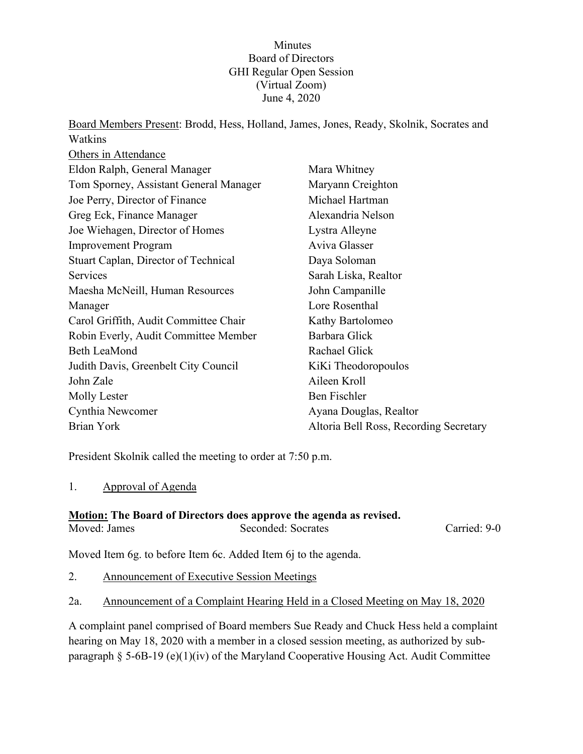Minutes
Board of Directors
GHI Regular Open Session
(Virtual Zoom)
June 4, 2020

Board Members Present: Brodd, Hess, Holland, James, Jones, Ready, Skolnik, Socrates and Watkins

Others in Attendance

Eldon Ralph, General Manager
Tom Sporney, Assistant General Manager
Joe Perry, Director of Finance
Greg Eck, Finance Manager
Joe Wiehagen, Director of Homes Improvement Program
Stuart Caplan, Director of Technical Services
Maesha McNeill, Human Resources Manager
Carol Griffith, Audit Committee Chair
Robin Everly, Audit Committee Member
Beth LeaMond
Judith Davis, Greenbelt City Council
John Zale
Molly Lester
Cynthia Newcomer
Brian York
Mara Whitney
Maryann Creighton
Michael Hartman
Alexandria Nelson
Lystra Alleyne
Aviva Glasser
Daya Soloman
Sarah Liska, Realtor
John Campanille
Lore Rosenthal
Kathy Bartolomeo
Barbara Glick
Rachael Glick
KiKi Theodoropoulos
Aileen Kroll
Ben Fischler
Ayana Douglas, Realtor
Altoria Bell Ross, Recording Secretary

President Skolnik called the meeting to order at 7:50 p.m.

1. Approval of Agenda

**Motion: The Board of Directors does approve the agenda as revised.**
Moved: James Seconded: Socrates Carried: 9-0

Moved Item 6g. to before Item 6c. Added Item 6j to the agenda.

2. Announcement of Executive Session Meetings

2a. Announcement of a Complaint Hearing Held in a Closed Meeting on May 18, 2020

A complaint panel comprised of Board members Sue Ready and Chuck Hess held a complaint hearing on May 18, 2020 with a member in a closed session meeting, as authorized by sub-paragraph § 5-6B-19 (e)(1)(iv) of the Maryland Cooperative Housing Act. Audit Committee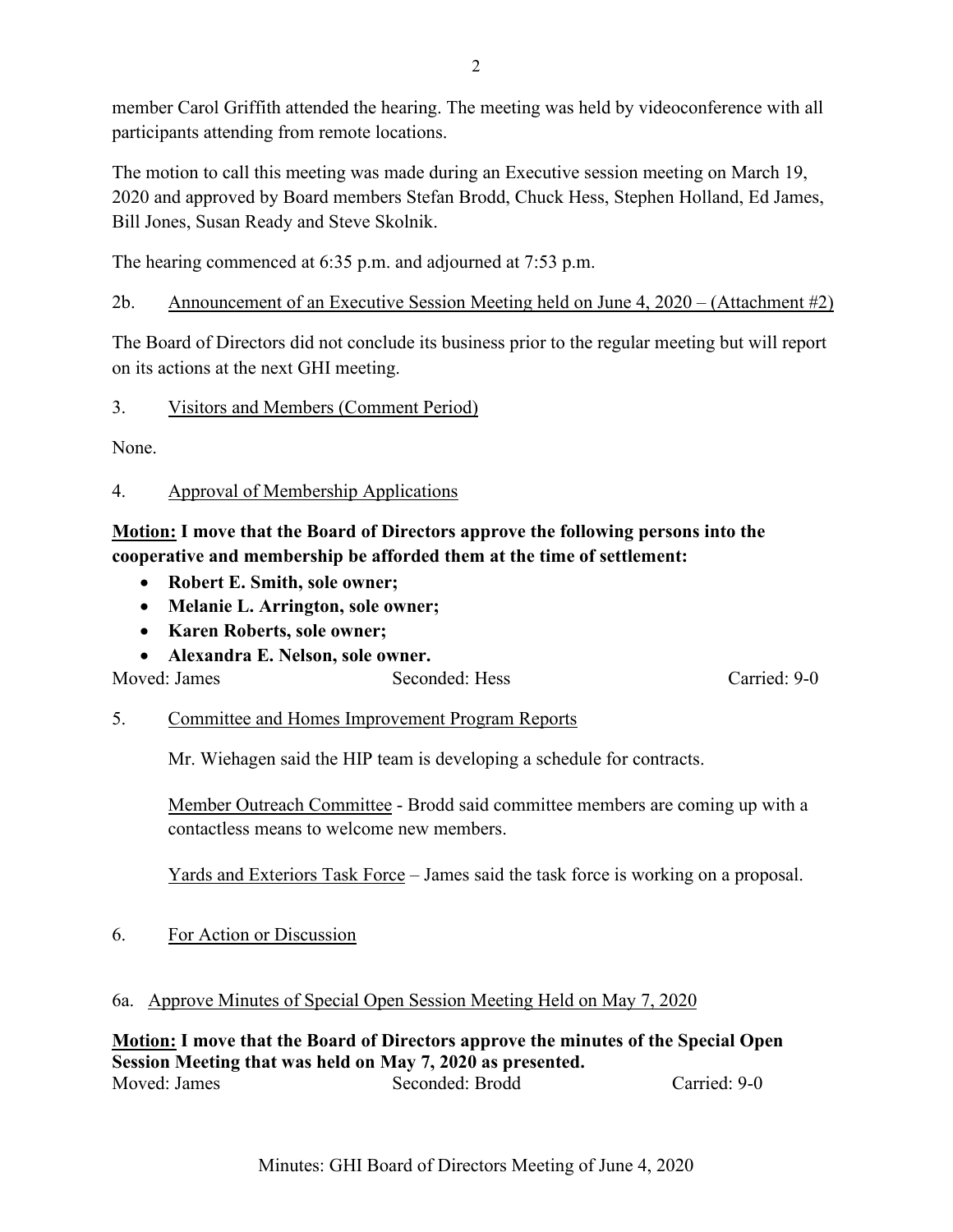member Carol Griffith attended the hearing. The meeting was held by videoconference with all participants attending from remote locations.

The motion to call this meeting was made during an Executive session meeting on March 19, 2020 and approved by Board members Stefan Brodd, Chuck Hess, Stephen Holland, Ed James, Bill Jones, Susan Ready and Steve Skolnik.

The hearing commenced at 6:35 p.m. and adjourned at 7:53 p.m.

2b. Announcement of an Executive Session Meeting held on June 4, 2020 – (Attachment #2)

The Board of Directors did not conclude its business prior to the regular meeting but will report on its actions at the next GHI meeting.

3. Visitors and Members (Comment Period)

None.

4. Approval of Membership Applications

**Motion: I move that the Board of Directors approve the following persons into the cooperative and membership be afforded them at the time of settlement:**

- **Robert E. Smith, sole owner;**
- **Melanie L. Arrington, sole owner;**
- **Karen Roberts, sole owner;**
- **Alexandra E. Nelson, sole owner.**

Moved: James Seconded: Hess Carried: 9-0

5. Committee and Homes Improvement Program Reports

Mr. Wiehagen said the HIP team is developing a schedule for contracts.

Member Outreach Committee - Brodd said committee members are coming up with a contactless means to welcome new members.

Yards and Exteriors Task Force – James said the task force is working on a proposal.

6. For Action or Discussion

6a. Approve Minutes of Special Open Session Meeting Held on May 7, 2020

**Motion: I move that the Board of Directors approve the minutes of the Special Open Session Meeting that was held on May 7, 2020 as presented.**

Moved: James Seconded: Brodd Carried: 9-0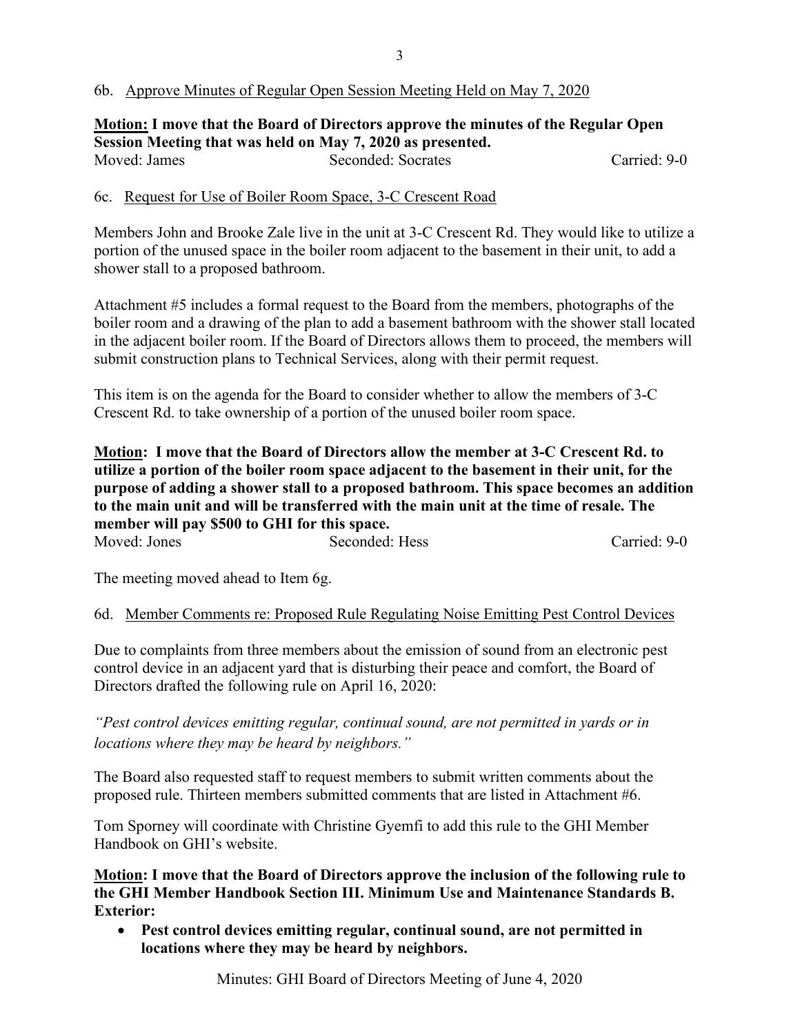6b. Approve Minutes of Regular Open Session Meeting Held on May 7, 2020

**Motion: I move that the Board of Directors approve the minutes of the Regular Open Session Meeting that was held on May 7, 2020 as presented.**

Moved: James Seconded: Socrates Carried: 9-0

6c. Request for Use of Boiler Room Space, 3-C Crescent Road

Members John and Brooke Zale live in the unit at 3-C Crescent Rd. They would like to utilize a portion of the unused space in the boiler room adjacent to the basement in their unit, to add a shower stall to a proposed bathroom.

Attachment #5 includes a formal request to the Board from the members, photographs of the boiler room and a drawing of the plan to add a basement bathroom with the shower stall located in the adjacent boiler room. If the Board of Directors allows them to proceed, the members will submit construction plans to Technical Services, along with their permit request.

This item is on the agenda for the Board to consider whether to allow the members of 3-C Crescent Rd. to take ownership of a portion of the unused boiler room space.

**Motion: I move that the Board of Directors allow the member at 3-C Crescent Rd. to utilize a portion of the boiler room space adjacent to the basement in their unit, for the purpose of adding a shower stall to a proposed bathroom. This space becomes an addition to the main unit and will be transferred with the main unit at the time of resale. The member will pay $500 to GHI for this space.**

Moved: Jones Seconded: Hess Carried: 9-0

The meeting moved ahead to Item 6g.

6d. Member Comments re: Proposed Rule Regulating Noise Emitting Pest Control Devices

Due to complaints from three members about the emission of sound from an electronic pest control device in an adjacent yard that is disturbing their peace and comfort, the Board of Directors drafted the following rule on April 16, 2020:

*"Pest control devices emitting regular, continual sound, are not permitted in yards or in locations where they may be heard by neighbors."*

The Board also requested staff to request members to submit written comments about the proposed rule. Thirteen members submitted comments that are listed in Attachment #6.

Tom Sporney will coordinate with Christine Gyemfi to add this rule to the GHI Member Handbook on GHI's website.

**Motion: I move that the Board of Directors approve the inclusion of the following rule to the GHI Member Handbook Section III. Minimum Use and Maintenance Standards B. Exterior:**

- **Pest control devices emitting regular, continual sound, are not permitted in locations where they may be heard by neighbors.**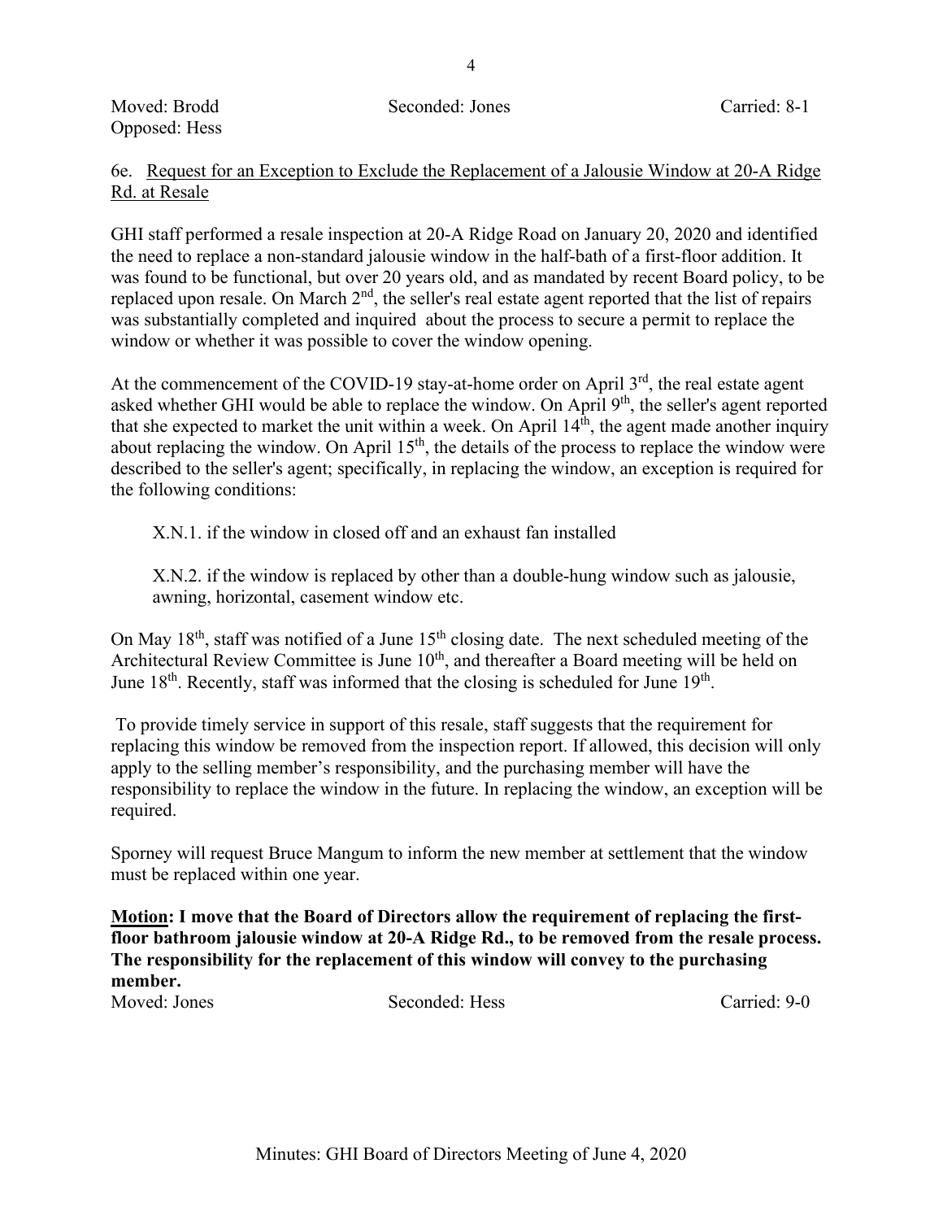Moved: Brodd Seconded: Jones Carried: 8-1
Opposed: Hess

6e. Request for an Exception to Exclude the Replacement of a Jalousie Window at 20-A Ridge Rd. at Resale

GHI staff performed a resale inspection at 20-A Ridge Road on January 20, 2020 and identified the need to replace a non-standard jalousie window in the half-bath of a first-floor addition. It was found to be functional, but over 20 years old, and as mandated by recent Board policy, to be replaced upon resale. On March 2nd, the seller's real estate agent reported that the list of repairs was substantially completed and inquired about the process to secure a permit to replace the window or whether it was possible to cover the window opening.

At the commencement of the COVID-19 stay-at-home order on April 3rd, the real estate agent asked whether GHI would be able to replace the window. On April 9th, the seller's agent reported that she expected to market the unit within a week. On April 14th, the agent made another inquiry about replacing the window. On April 15th, the details of the process to replace the window were described to the seller's agent; specifically, in replacing the window, an exception is required for the following conditions:

X.N.1. if the window in closed off and an exhaust fan installed

X.N.2. if the window is replaced by other than a double-hung window such as jalousie, awning, horizontal, casement window etc.

On May 18th, staff was notified of a June 15th closing date. The next scheduled meeting of the Architectural Review Committee is June 10th, and thereafter a Board meeting will be held on June 18th. Recently, staff was informed that the closing is scheduled for June 19th.

To provide timely service in support of this resale, staff suggests that the requirement for replacing this window be removed from the inspection report. If allowed, this decision will only apply to the selling member's responsibility, and the purchasing member will have the responsibility to replace the window in the future. In replacing the window, an exception will be required.

Sporney will request Bruce Mangum to inform the new member at settlement that the window must be replaced within one year.

**Motion: I move that the Board of Directors allow the requirement of replacing the first-floor bathroom jalousie window at 20-A Ridge Rd., to be removed from the resale process. The responsibility for the replacement of this window will convey to the purchasing member.**

Moved: Jones Seconded: Hess Carried: 9-0

Minutes: GHI Board of Directors Meeting of June 4, 2020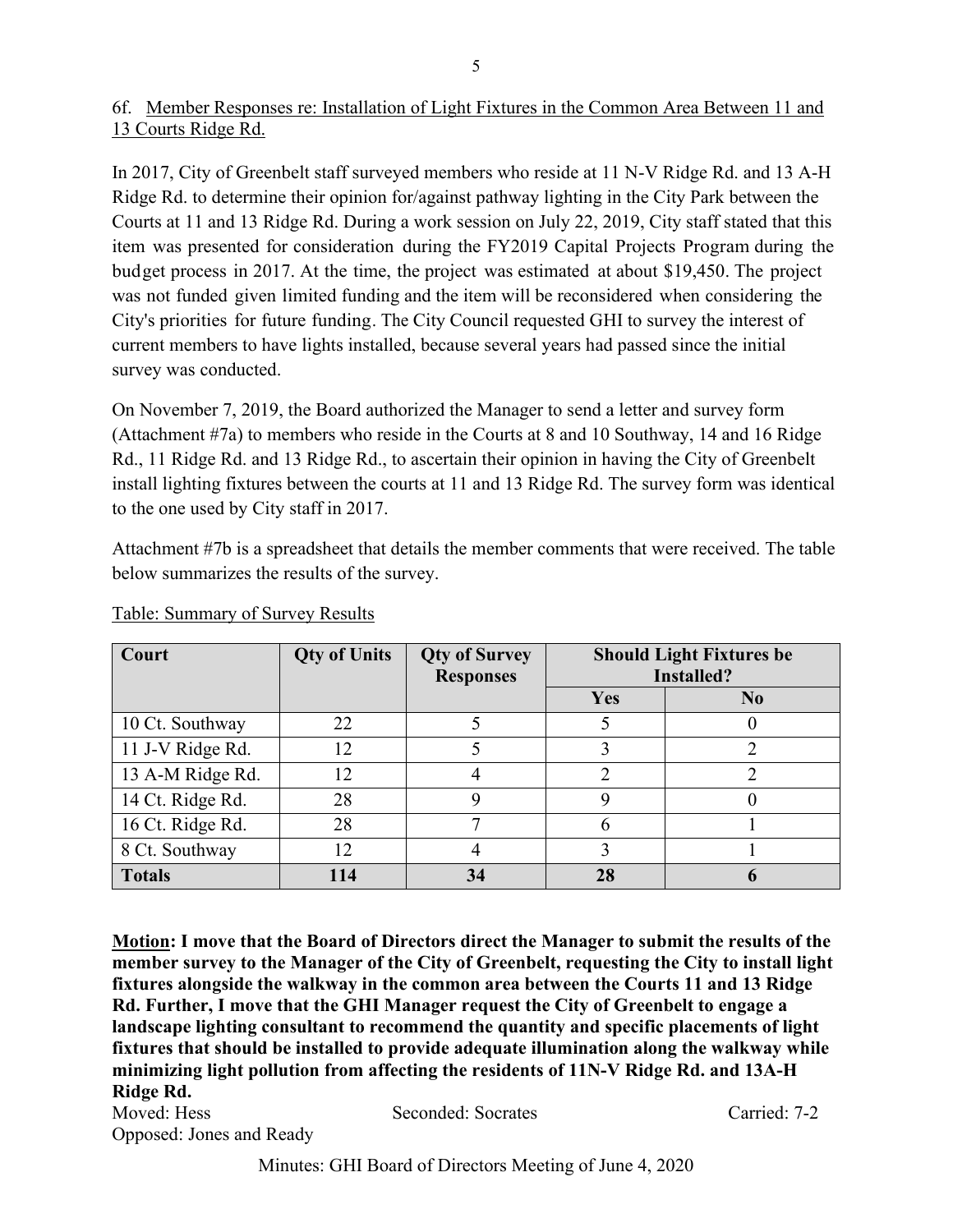6f. Member Responses re: Installation of Light Fixtures in the Common Area Between 11 and 13 Courts Ridge Rd.

In 2017, City of Greenbelt staff surveyed members who reside at 11 N-V Ridge Rd. and 13 A-H Ridge Rd. to determine their opinion for/against pathway lighting in the City Park between the Courts at 11 and 13 Ridge Rd. During a work session on July 22, 2019, City staff stated that this item was presented for consideration during the FY2019 Capital Projects Program during the budget process in 2017. At the time, the project was estimated at about $19,450. The project was not funded given limited funding and the item will be reconsidered when considering the City's priorities for future funding. The City Council requested GHI to survey the interest of current members to have lights installed, because several years had passed since the initial survey was conducted.

On November 7, 2019, the Board authorized the Manager to send a letter and survey form (Attachment #7a) to members who reside in the Courts at 8 and 10 Southway, 14 and 16 Ridge Rd., 11 Ridge Rd. and 13 Ridge Rd., to ascertain their opinion in having the City of Greenbelt install lighting fixtures between the courts at 11 and 13 Ridge Rd. The survey form was identical to the one used by City staff in 2017.

Attachment #7b is a spreadsheet that details the member comments that were received. The table below summarizes the results of the survey.

Table: Summary of Survey Results

| Court | Qty of Units | Qty of Survey Responses | Should Light Fixtures be Installed? | |
|---|---|---|---|---|
| | | | Yes | No |
| 10 Ct. Southway | 22 | 5 | 5 | 0 |
| 11 J-V Ridge Rd. | 12 | 5 | 3 | 2 |
| 13 A-M Ridge Rd. | 12 | 4 | 2 | 2 |
| 14 Ct. Ridge Rd. | 28 | 9 | 9 | 0 |
| 16 Ct. Ridge Rd. | 28 | 7 | 6 | 1 |
| 8 Ct. Southway | 12 | 4 | 3 | 1 |
| **Totals** | **114** | **34** | **28** | **6** |

**Motion: I move that the Board of Directors direct the Manager to submit the results of the member survey to the Manager of the City of Greenbelt, requesting the City to install light fixtures alongside the walkway in the common area between the Courts 11 and 13 Ridge Rd. Further, I move that the GHI Manager request the City of Greenbelt to engage a landscape lighting consultant to recommend the quantity and specific placements of light fixtures that should be installed to provide adequate illumination along the walkway while minimizing light pollution from affecting the residents of 11N-V Ridge Rd. and 13A-H Ridge Rd.**

Moved: Hess Seconded: Socrates Carried: 7-2
Opposed: Jones and Ready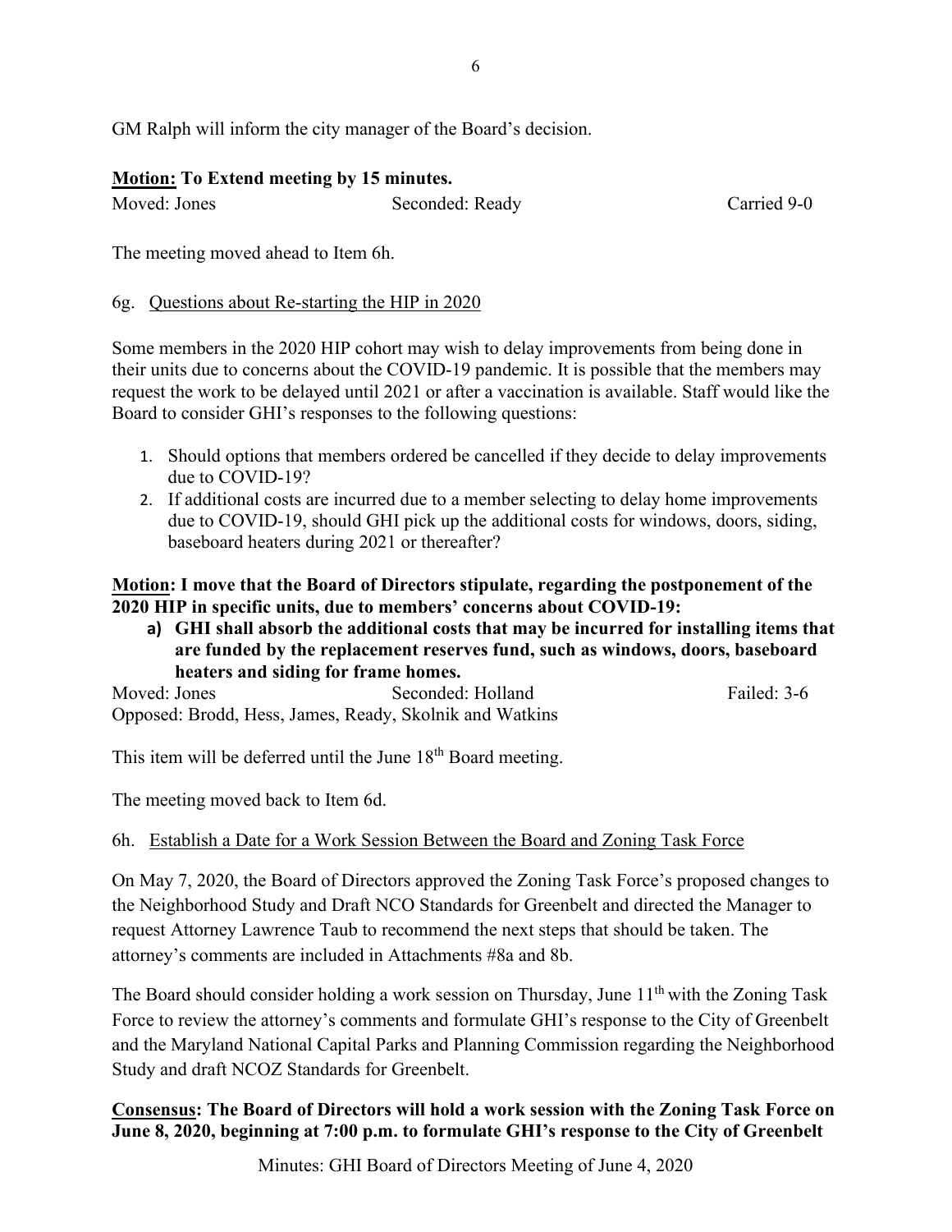GM Ralph will inform the city manager of the Board's decision.

**Motion: To Extend meeting by 15 minutes.**

Moved: Jones Seconded: Ready Carried 9-0

The meeting moved ahead to Item 6h.

6g. Questions about Re-starting the HIP in 2020

Some members in the 2020 HIP cohort may wish to delay improvements from being done in their units due to concerns about the COVID-19 pandemic. It is possible that the members may request the work to be delayed until 2021 or after a vaccination is available. Staff would like the Board to consider GHI's responses to the following questions:

1. Should options that members ordered be cancelled if they decide to delay improvements due to COVID-19?
2. If additional costs are incurred due to a member selecting to delay home improvements due to COVID-19, should GHI pick up the additional costs for windows, doors, siding, baseboard heaters during 2021 or thereafter?

**Motion: I move that the Board of Directors stipulate, regarding the postponement of the 2020 HIP in specific units, due to members' concerns about COVID-19:**

**a) GHI shall absorb the additional costs that may be incurred for installing items that are funded by the replacement reserves fund, such as windows, doors, baseboard heaters and siding for frame homes.**

Moved: Jones Seconded: Holland Failed: 3-6

Opposed: Brodd, Hess, James, Ready, Skolnik and Watkins

This item will be deferred until the June 18th Board meeting.

The meeting moved back to Item 6d.

6h. Establish a Date for a Work Session Between the Board and Zoning Task Force

On May 7, 2020, the Board of Directors approved the Zoning Task Force's proposed changes to the Neighborhood Study and Draft NCO Standards for Greenbelt and directed the Manager to request Attorney Lawrence Taub to recommend the next steps that should be taken. The attorney's comments are included in Attachments #8a and 8b.

The Board should consider holding a work session on Thursday, June 11th with the Zoning Task Force to review the attorney's comments and formulate GHI's response to the City of Greenbelt and the Maryland National Capital Parks and Planning Commission regarding the Neighborhood Study and draft NCOZ Standards for Greenbelt.

**Consensus: The Board of Directors will hold a work session with the Zoning Task Force on June 8, 2020, beginning at 7:00 p.m. to formulate GHI's response to the City of Greenbelt**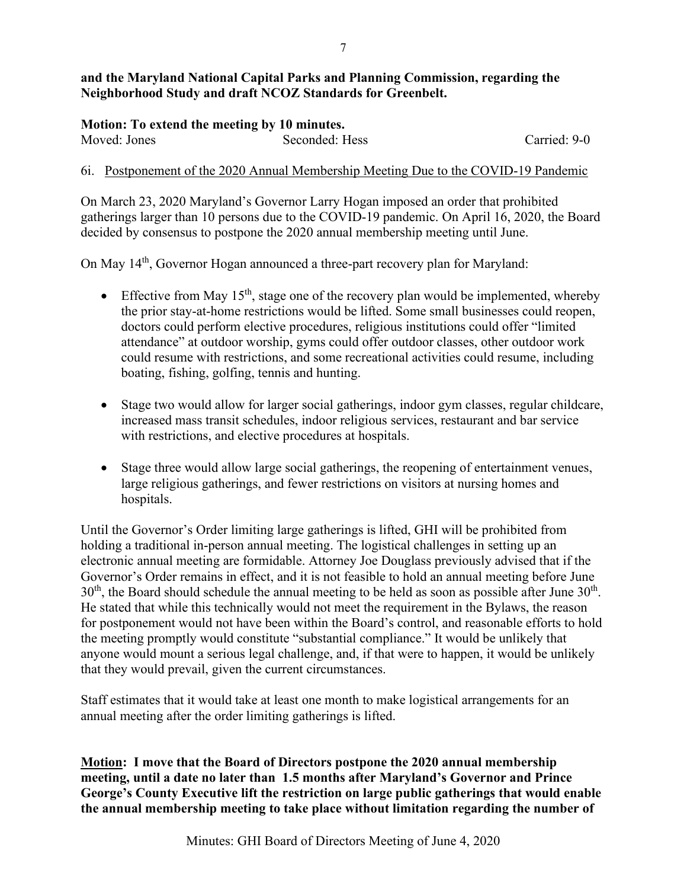**and the Maryland National Capital Parks and Planning Commission, regarding the Neighborhood Study and draft NCOZ Standards for Greenbelt.**

**Motion: To extend the meeting by 10 minutes.**

Moved: Jones Seconded: Hess Carried: 9-0

6i. Postponement of the 2020 Annual Membership Meeting Due to the COVID-19 Pandemic

On March 23, 2020 Maryland's Governor Larry Hogan imposed an order that prohibited gatherings larger than 10 persons due to the COVID-19 pandemic. On April 16, 2020, the Board decided by consensus to postpone the 2020 annual membership meeting until June.

On May 14th, Governor Hogan announced a three-part recovery plan for Maryland:

- Effective from May 15th, stage one of the recovery plan would be implemented, whereby the prior stay-at-home restrictions would be lifted. Some small businesses could reopen, doctors could perform elective procedures, religious institutions could offer "limited attendance" at outdoor worship, gyms could offer outdoor classes, other outdoor work could resume with restrictions, and some recreational activities could resume, including boating, fishing, golfing, tennis and hunting.

- Stage two would allow for larger social gatherings, indoor gym classes, regular childcare, increased mass transit schedules, indoor religious services, restaurant and bar service with restrictions, and elective procedures at hospitals.

- Stage three would allow large social gatherings, the reopening of entertainment venues, large religious gatherings, and fewer restrictions on visitors at nursing homes and hospitals.

Until the Governor's Order limiting large gatherings is lifted, GHI will be prohibited from holding a traditional in-person annual meeting. The logistical challenges in setting up an electronic annual meeting are formidable. Attorney Joe Douglass previously advised that if the Governor's Order remains in effect, and it is not feasible to hold an annual meeting before June 30th, the Board should schedule the annual meeting to be held as soon as possible after June 30th. He stated that while this technically would not meet the requirement in the Bylaws, the reason for postponement would not have been within the Board's control, and reasonable efforts to hold the meeting promptly would constitute "substantial compliance." It would be unlikely that anyone would mount a serious legal challenge, and, if that were to happen, it would be unlikely that they would prevail, given the current circumstances.

Staff estimates that it would take at least one month to make logistical arrangements for an annual meeting after the order limiting gatherings is lifted.

**<u>Motion</u>: I move that the Board of Directors postpone the 2020 annual membership meeting, until a date no later than 1.5 months after Maryland's Governor and Prince George's County Executive lift the restriction on large public gatherings that would enable the annual membership meeting to take place without limitation regarding the number of**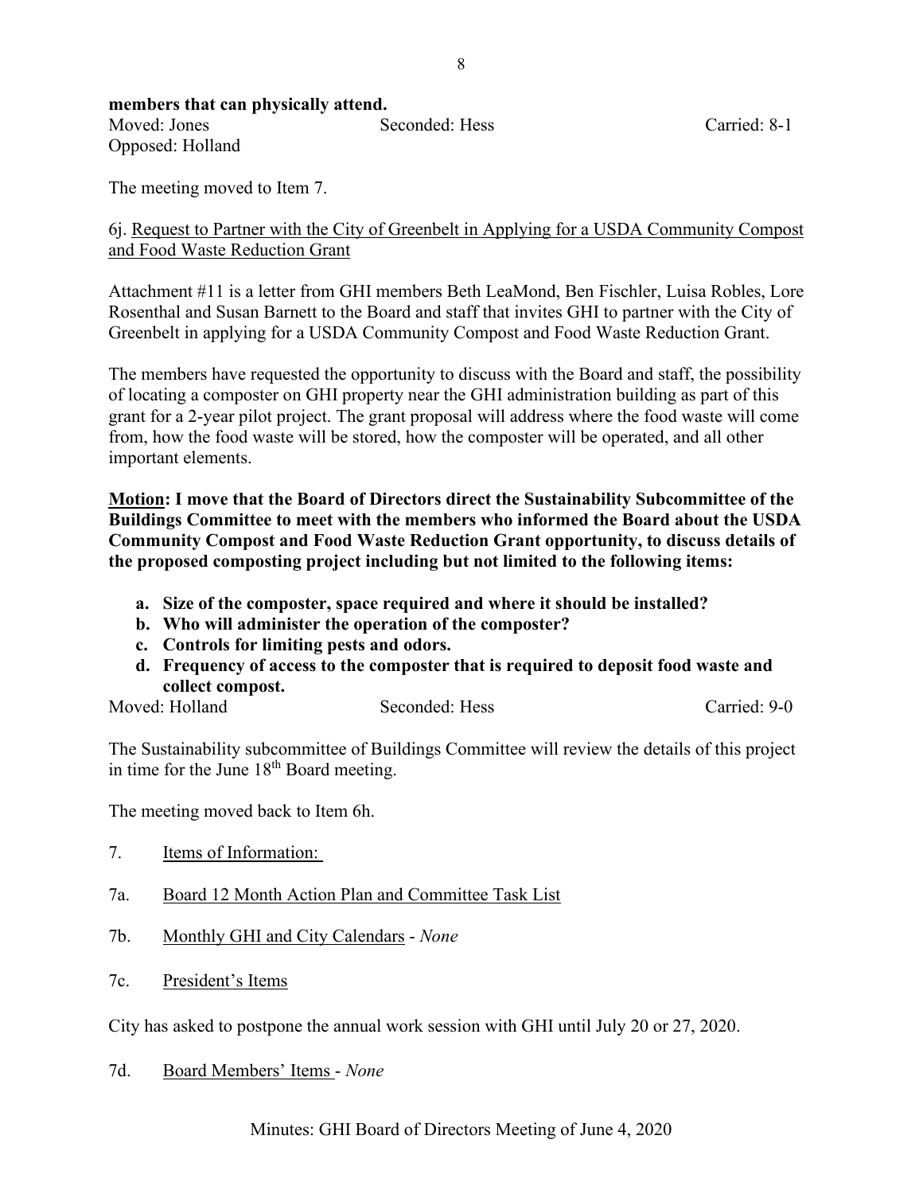**members that can physically attend.**

Moved: Jones Seconded: Hess Carried: 8-1
Opposed: Holland

The meeting moved to Item 7.

6j. Request to Partner with the City of Greenbelt in Applying for a USDA Community Compost and Food Waste Reduction Grant

Attachment #11 is a letter from GHI members Beth LeaMond, Ben Fischler, Luisa Robles, Lore Rosenthal and Susan Barnett to the Board and staff that invites GHI to partner with the City of Greenbelt in applying for a USDA Community Compost and Food Waste Reduction Grant.

The members have requested the opportunity to discuss with the Board and staff, the possibility of locating a composter on GHI property near the GHI administration building as part of this grant for a 2-year pilot project. The grant proposal will address where the food waste will come from, how the food waste will be stored, how the composter will be operated, and all other important elements.

**Motion: I move that the Board of Directors direct the Sustainability Subcommittee of the Buildings Committee to meet with the members who informed the Board about the USDA Community Compost and Food Waste Reduction Grant opportunity, to discuss details of the proposed composting project including but not limited to the following items:**

- **a. Size of the composter, space required and where it should be installed?**
- **b. Who will administer the operation of the composter?**
- **c. Controls for limiting pests and odors.**
- **d. Frequency of access to the composter that is required to deposit food waste and collect compost.**

Moved: Holland Seconded: Hess Carried: 9-0

The Sustainability subcommittee of Buildings Committee will review the details of this project in time for the June 18th Board meeting.

The meeting moved back to Item 6h.

7. Items of Information:

7a. Board 12 Month Action Plan and Committee Task List

7b. Monthly GHI and City Calendars - *None*

7c. President's Items

City has asked to postpone the annual work session with GHI until July 20 or 27, 2020.

7d. Board Members' Items - *None*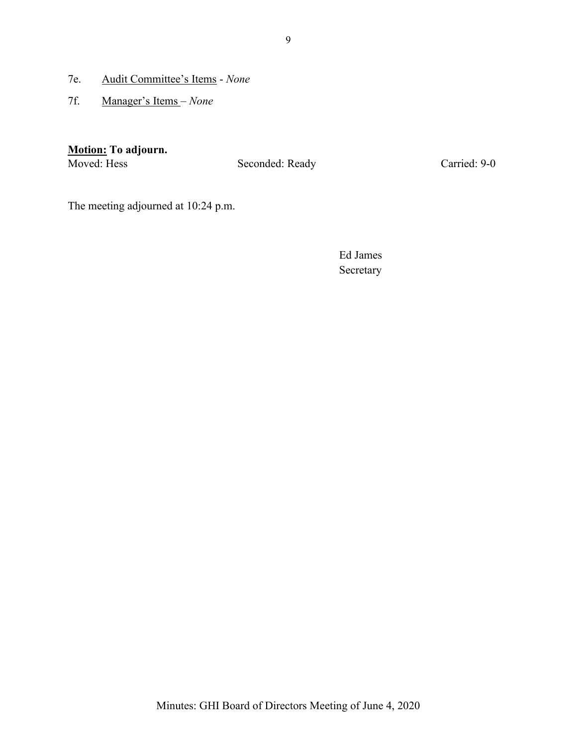7e. Audit Committee's Items - *None*

7f. Manager's Items – *None*

**Motion: To adjourn.**

Moved: Hess Seconded: Ready Carried: 9-0

The meeting adjourned at 10:24 p.m.

Ed James
Secretary